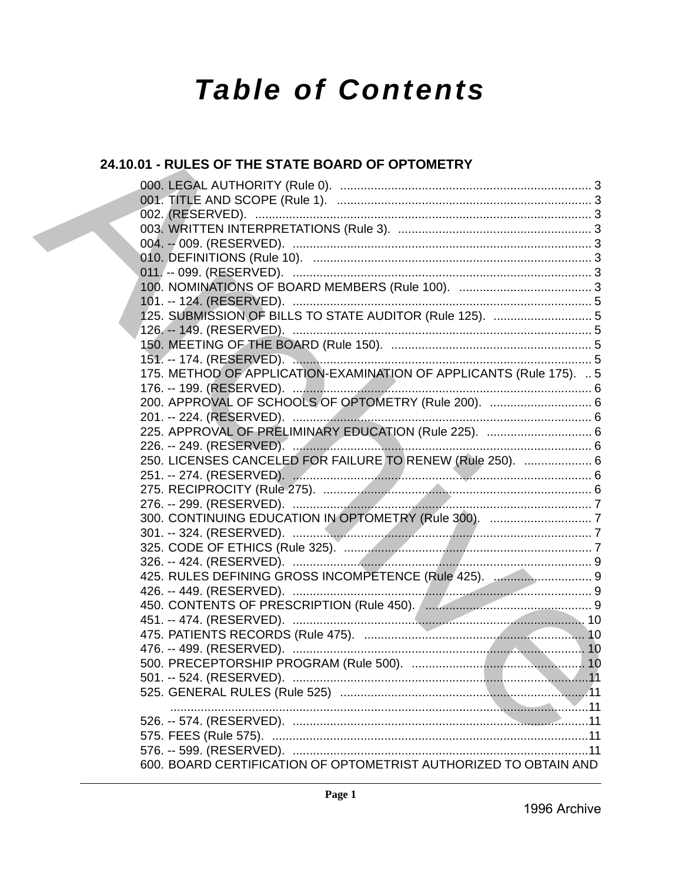# Table of Contents

## 24.10.01 - RULES OF THE STATE BOARD OF OPTOMETRY

000. LEGAL AUTHORITY (Rule 0). .......... 3
001. TITLE AND SCOPE (Rule 1). .......... 3
002. (RESERVED). .......... 3
003. WRITTEN INTERPRETATIONS (Rule 3). .......... 3
004. -- 009. (RESERVED). .......... 3
010. DEFINITIONS (Rule 10). .......... 3
011. -- 099. (RESERVED). .......... 3
100. NOMINATIONS OF BOARD MEMBERS (Rule 100). .......... 3
101. -- 124. (RESERVED). .......... 5
125. SUBMISSION OF BILLS TO STATE AUDITOR (Rule 125). .......... 5
126. -- 149. (RESERVED). .......... 5
150. MEETING OF THE BOARD (Rule 150). .......... 5
151. -- 174. (RESERVED). .......... 5
175. METHOD OF APPLICATION-EXAMINATION OF APPLICANTS (Rule 175). .. 5
176. -- 199. (RESERVED). .......... 6
200. APPROVAL OF SCHOOLS OF OPTOMETRY (Rule 200). .......... 6
201. -- 224. (RESERVED). .......... 6
225. APPROVAL OF PRELIMINARY EDUCATION (Rule 225). .......... 6
226. -- 249. (RESERVED). .......... 6
250. LICENSES CANCELED FOR FAILURE TO RENEW (Rule 250). .......... 6
251. -- 274. (RESERVED). .......... 6
275. RECIPROCITY (Rule 275). .......... 6
276. -- 299. (RESERVED). .......... 7
300. CONTINUING EDUCATION IN OPTOMETRY (Rule 300). .......... 7
301. -- 324. (RESERVED). .......... 7
325. CODE OF ETHICS (Rule 325). .......... 7
326. -- 424. (RESERVED). .......... 9
425. RULES DEFINING GROSS INCOMPETENCE (Rule 425). .......... 9
426. -- 449. (RESERVED). .......... 9
450. CONTENTS OF PRESCRIPTION (Rule 450). .......... 9
451. -- 474. (RESERVED). .......... 10
475. PATIENTS RECORDS (Rule 475). .......... 10
476. -- 499. (RESERVED). .......... 10
500. PRECEPTORSHIP PROGRAM (Rule 500). .......... 10
501. -- 524. (RESERVED). .......... 11
525. GENERAL RULES (Rule 525) .......... 11
.......... 11
526. -- 574. (RESERVED). .......... 11
575. FEES (Rule 575). .......... 11
576. -- 599. (RESERVED). .......... 11
600. BOARD CERTIFICATION OF OPTOMETRIST AUTHORIZED TO OBTAIN AND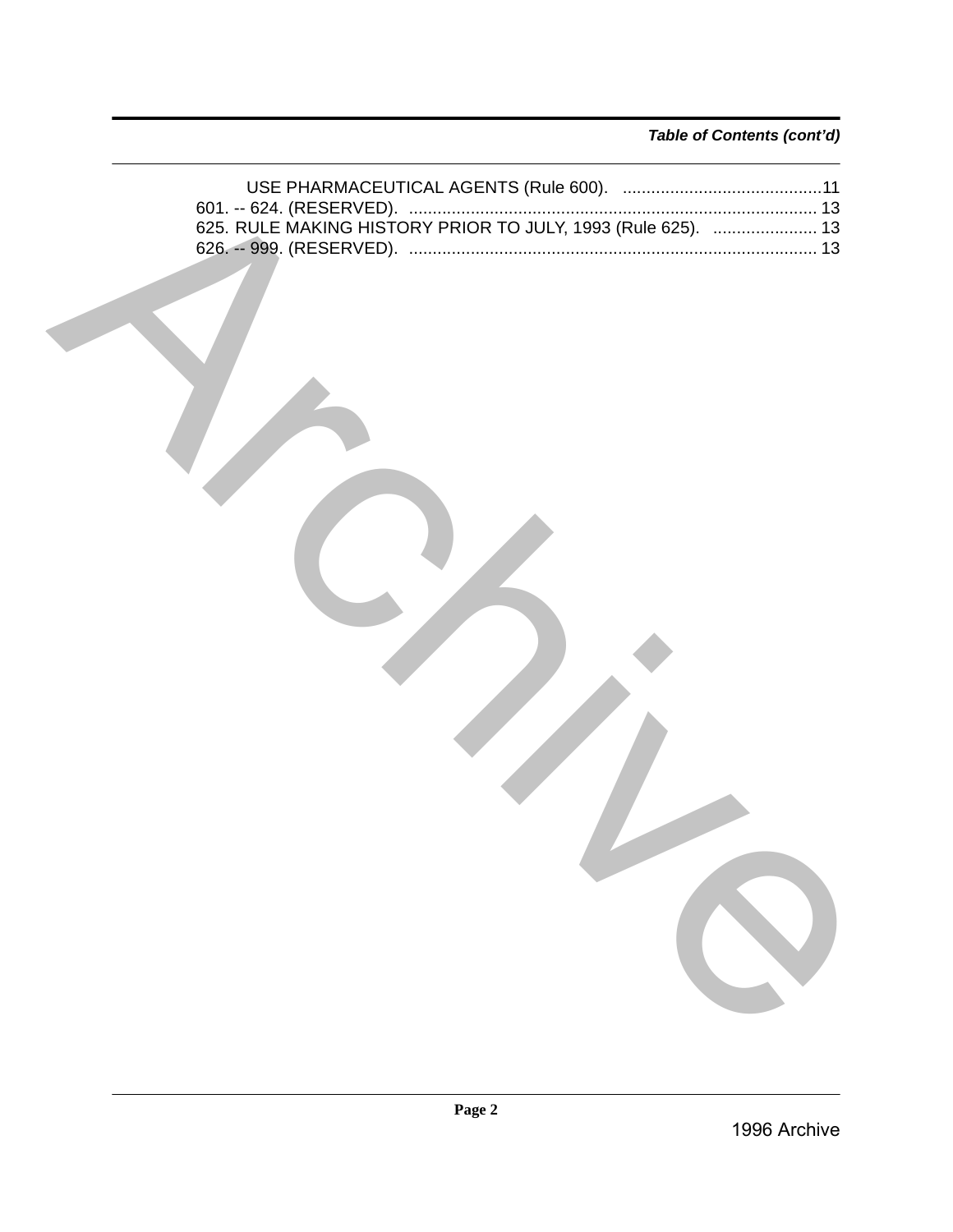*Table of Contents (cont'd)*

USE PHARMACEUTICAL AGENTS (Rule 600). ..........................................11
601. -- 624. (RESERVED). ..................................................................................... 13
625. RULE MAKING HISTORY PRIOR TO JULY, 1993 (Rule 625). ...................... 13
626. -- 999. (RESERVED). ..................................................................................... 13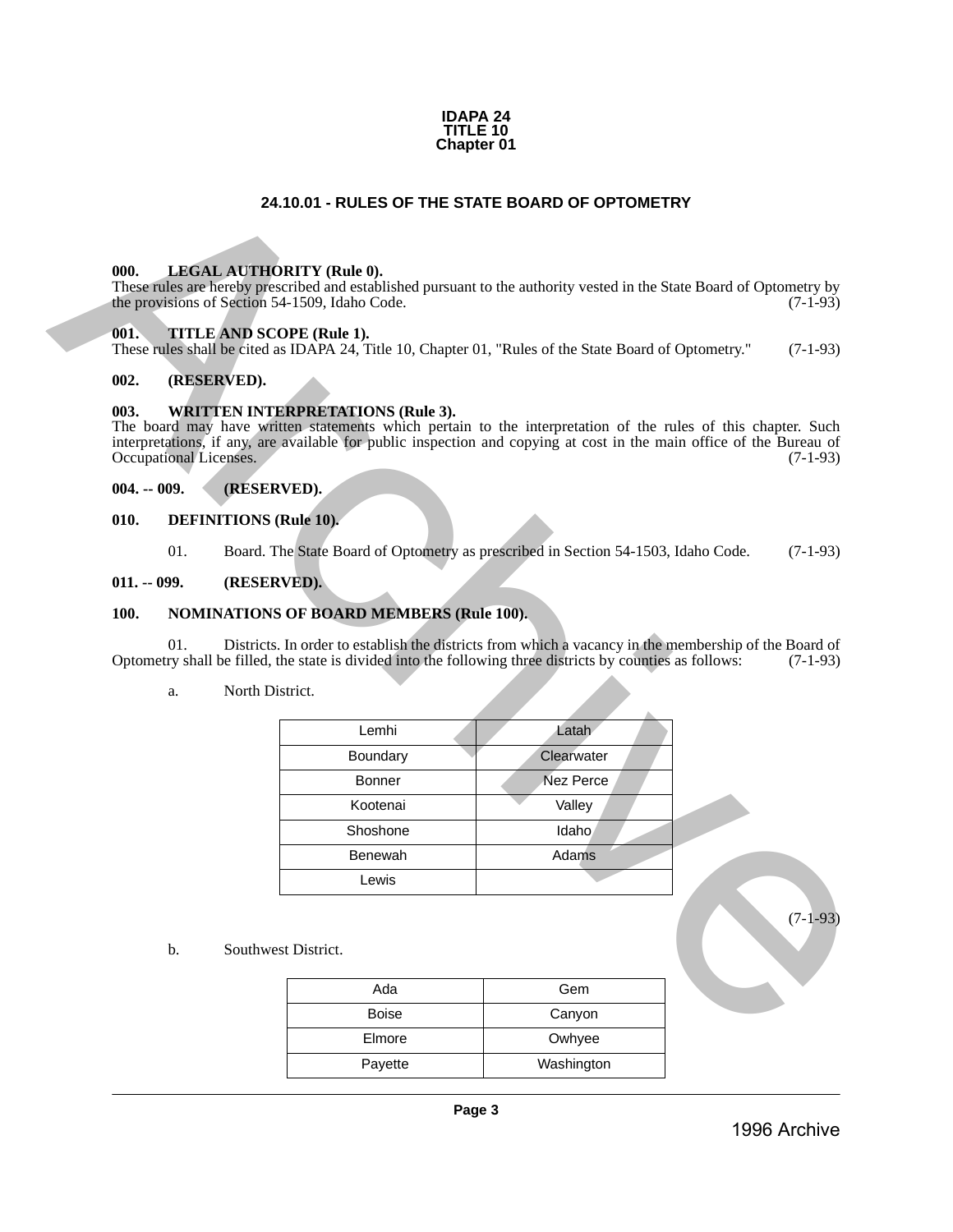# IDAPA 24
# TITLE 10
# Chapter 01

## 24.10.01 - RULES OF THE STATE BOARD OF OPTOMETRY

**000. LEGAL AUTHORITY (Rule 0).**
These rules are hereby prescribed and established pursuant to the authority vested in the State Board of Optometry by the provisions of Section 54-1509, Idaho Code. (7-1-93)

**001. TITLE AND SCOPE (Rule 1).**
These rules shall be cited as IDAPA 24, Title 10, Chapter 01, "Rules of the State Board of Optometry." (7-1-93)

**002. (RESERVED).**

**003. WRITTEN INTERPRETATIONS (Rule 3).**
The board may have written statements which pertain to the interpretation of the rules of this chapter. Such interpretations, if any, are available for public inspection and copying at cost in the main office of the Bureau of Occupational Licenses. (7-1-93)

**004. -- 009. (RESERVED).**

**010. DEFINITIONS (Rule 10).**

01. Board. The State Board of Optometry as prescribed in Section 54-1503, Idaho Code. (7-1-93)

**011. -- 099. (RESERVED).**

**100. NOMINATIONS OF BOARD MEMBERS (Rule 100).**

01. Districts. In order to establish the districts from which a vacancy in the membership of the Board of Optometry shall be filled, the state is divided into the following three districts by counties as follows: (7-1-93)

a. North District.

| | |
|---|---|
| Lemhi | Latah |
| Boundary | Clearwater |
| Bonner | Nez Perce |
| Kootenai | Valley |
| Shoshone | Idaho |
| Benewah | Adams |
| Lewis | |

(7-1-93)

b. Southwest District.

| | |
|---|---|
| Ada | Gem |
| Boise | Canyon |
| Elmore | Owhyee |
| Payette | Washington |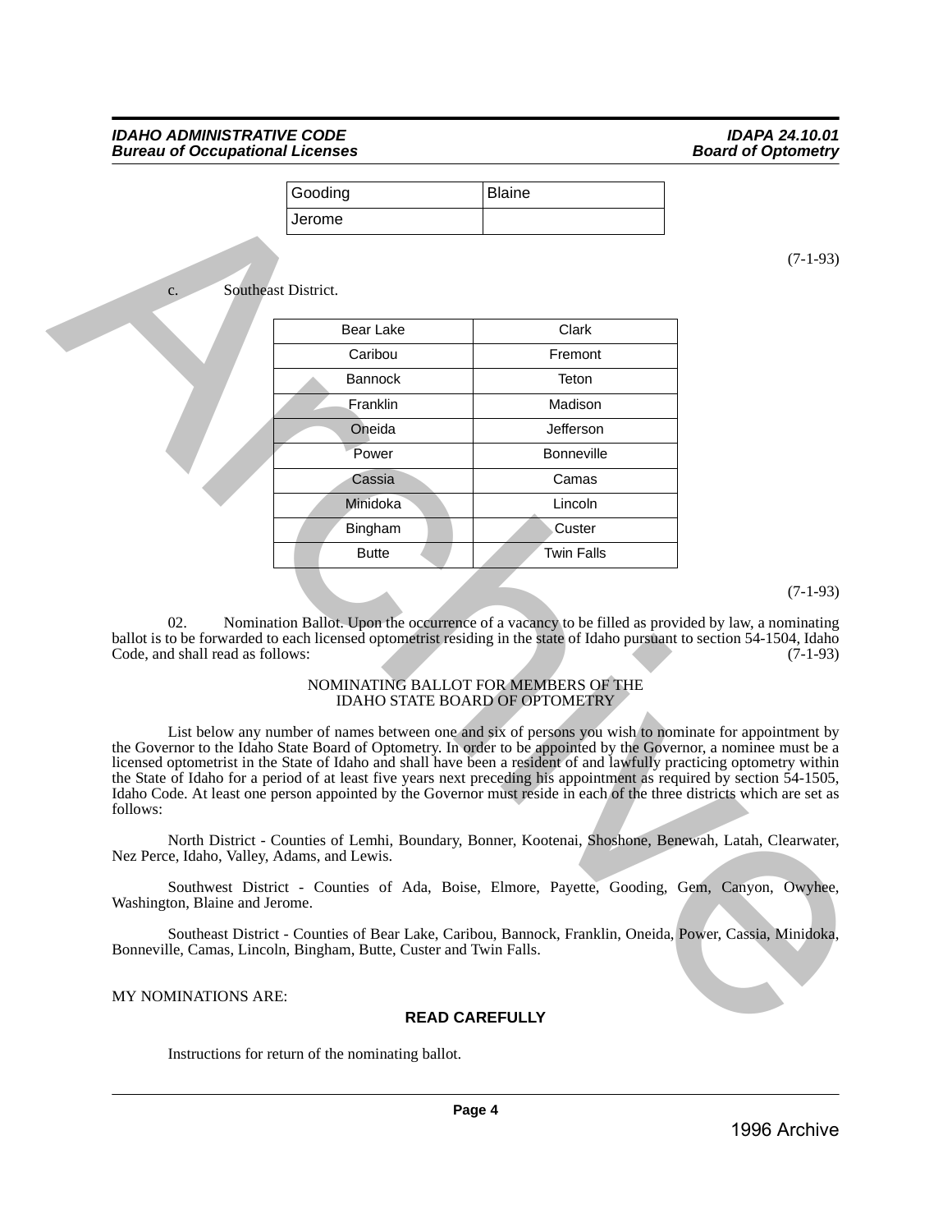| Gooding | Blaine |
|---|---|
| Jerome | |

(7-1-93)

c. Southeast District.

| Bear Lake | Clark |
|---|---|
| Caribou | Fremont |
| Bannock | Teton |
| Franklin | Madison |
| Oneida | Jefferson |
| Power | Bonneville |
| Cassia | Camas |
| Minidoka | Lincoln |
| Bingham | Custer |
| Butte | Twin Falls |

(7-1-93)

02. Nomination Ballot. Upon the occurrence of a vacancy to be filled as provided by law, a nominating ballot is to be forwarded to each licensed optometrist residing in the state of Idaho pursuant to section 54-1504, Idaho Code, and shall read as follows: (7-1-93)

NOMINATING BALLOT FOR MEMBERS OF THE
IDAHO STATE BOARD OF OPTOMETRY

List below any number of names between one and six of persons you wish to nominate for appointment by the Governor to the Idaho State Board of Optometry. In order to be appointed by the Governor, a nominee must be a licensed optometrist in the State of Idaho and shall have been a resident of and lawfully practicing optometry within the State of Idaho for a period of at least five years next preceding his appointment as required by section 54-1505, Idaho Code. At least one person appointed by the Governor must reside in each of the three districts which are set as follows:

North District - Counties of Lemhi, Boundary, Bonner, Kootenai, Shoshone, Benewah, Latah, Clearwater, Nez Perce, Idaho, Valley, Adams, and Lewis.

Southwest District - Counties of Ada, Boise, Elmore, Payette, Gooding, Gem, Canyon, Owyhee, Washington, Blaine and Jerome.

Southeast District - Counties of Bear Lake, Caribou, Bannock, Franklin, Oneida, Power, Cassia, Minidoka, Bonneville, Camas, Lincoln, Bingham, Butte, Custer and Twin Falls.

MY NOMINATIONS ARE:

**READ CAREFULLY**

Instructions for return of the nominating ballot.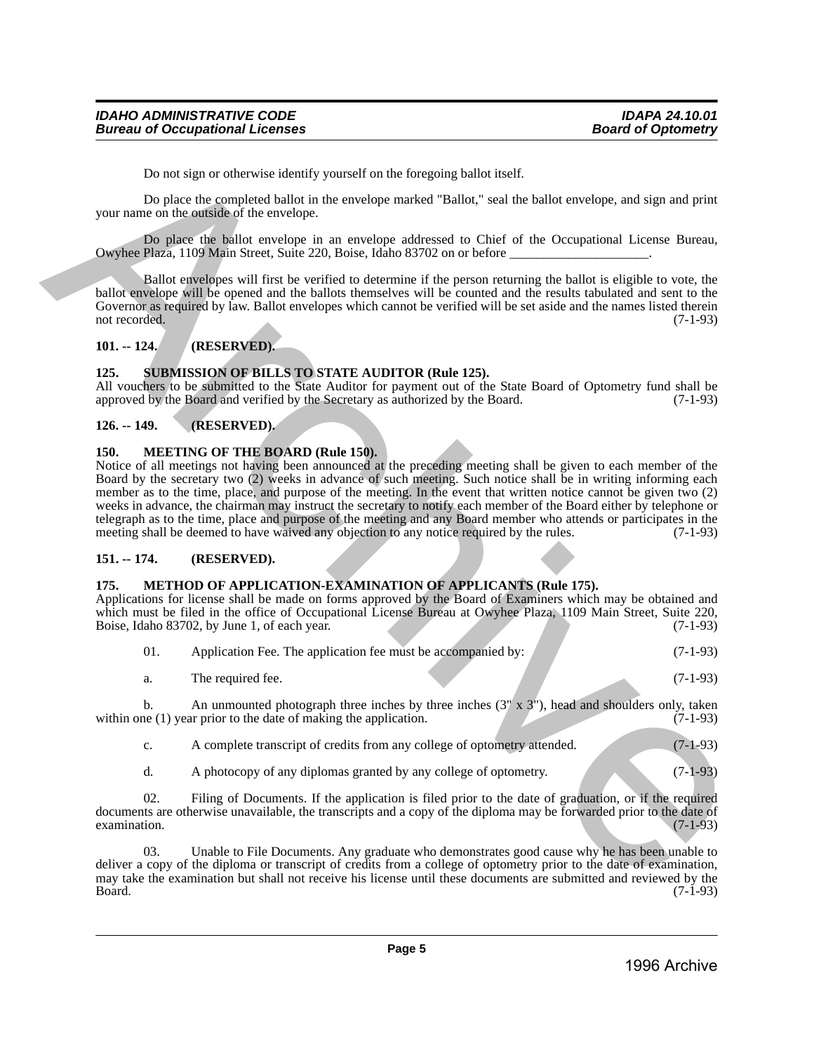Do not sign or otherwise identify yourself on the foregoing ballot itself.

Do place the completed ballot in the envelope marked "Ballot," seal the ballot envelope, and sign and print your name on the outside of the envelope.

Do place the ballot envelope in an envelope addressed to Chief of the Occupational License Bureau, Owyhee Plaza, 1109 Main Street, Suite 220, Boise, Idaho 83702 on or before _____________________.

Ballot envelopes will first be verified to determine if the person returning the ballot is eligible to vote, the ballot envelope will be opened and the ballots themselves will be counted and the results tabulated and sent to the Governor as required by law. Ballot envelopes which cannot be verified will be set aside and the names listed therein not recorded. (7-1-93)

### 101. -- 124. (RESERVED).

### 125. SUBMISSION OF BILLS TO STATE AUDITOR (Rule 125).

All vouchers to be submitted to the State Auditor for payment out of the State Board of Optometry fund shall be approved by the Board and verified by the Secretary as authorized by the Board. (7-1-93)

### 126. -- 149. (RESERVED).

### 150. MEETING OF THE BOARD (Rule 150).

Notice of all meetings not having been announced at the preceding meeting shall be given to each member of the Board by the secretary two (2) weeks in advance of such meeting. Such notice shall be in writing informing each member as to the time, place, and purpose of the meeting. In the event that written notice cannot be given two (2) weeks in advance, the chairman may instruct the secretary to notify each member of the Board either by telephone or telegraph as to the time, place and purpose of the meeting and any Board member who attends or participates in the meeting shall be deemed to have waived any objection to any notice required by the rules. (7-1-93)

### 151. -- 174. (RESERVED).

### 175. METHOD OF APPLICATION-EXAMINATION OF APPLICANTS (Rule 175).

Applications for license shall be made on forms approved by the Board of Examiners which may be obtained and which must be filed in the office of Occupational License Bureau at Owyhee Plaza, 1109 Main Street, Suite 220, Boise, Idaho 83702, by June 1, of each year. (7-1-93)

01. Application Fee. The application fee must be accompanied by: (7-1-93)

a. The required fee. (7-1-93)

b. An unmounted photograph three inches by three inches (3" x 3"), head and shoulders only, taken within one (1) year prior to the date of making the application. (7-1-93)

c. A complete transcript of credits from any college of optometry attended. (7-1-93)

d. A photocopy of any diplomas granted by any college of optometry. (7-1-93)

02. Filing of Documents. If the application is filed prior to the date of graduation, or if the required documents are otherwise unavailable, the transcripts and a copy of the diploma may be forwarded prior to the date of examination. (7-1-93)

03. Unable to File Documents. Any graduate who demonstrates good cause why he has been unable to deliver a copy of the diploma or transcript of credits from a college of optometry prior to the date of examination, may take the examination but shall not receive his license until these documents are submitted and reviewed by the Board. (7-1-93)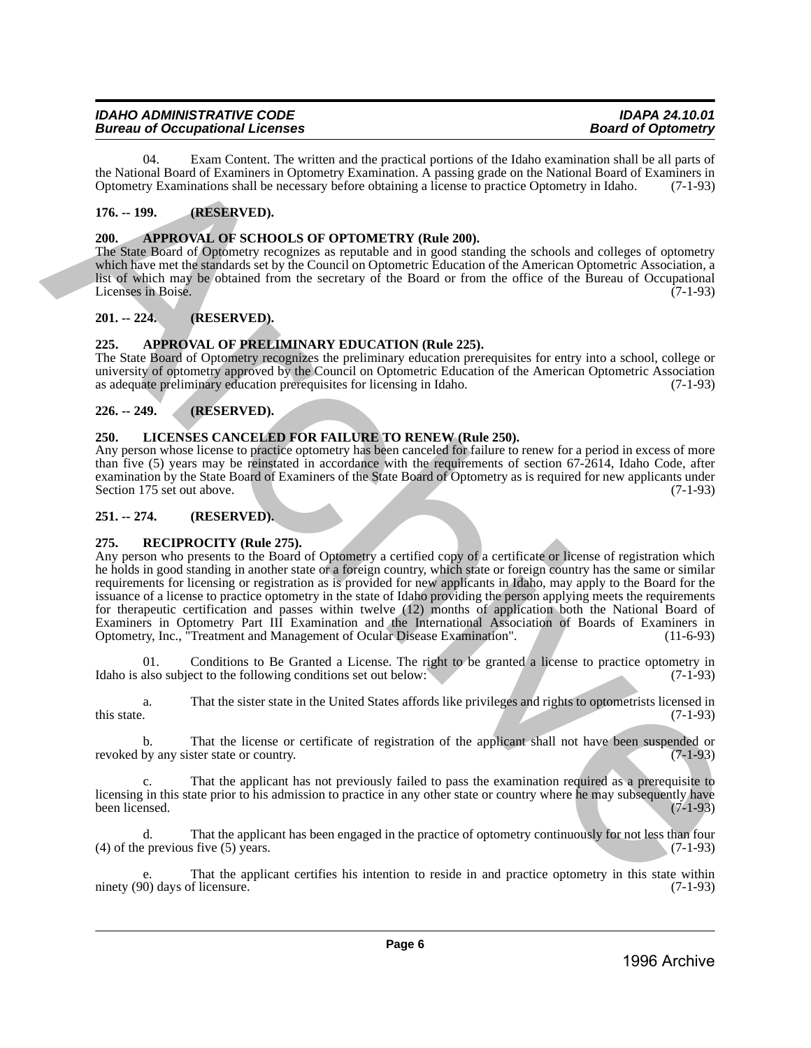04. Exam Content. The written and the practical portions of the Idaho examination shall be all parts of the National Board of Examiners in Optometry Examination. A passing grade on the National Board of Examiners in Optometry Examinations shall be necessary before obtaining a license to practice Optometry in Idaho. (7-1-93)

**176. -- 199. (RESERVED).**

**200. APPROVAL OF SCHOOLS OF OPTOMETRY (Rule 200).**

The State Board of Optometry recognizes as reputable and in good standing the schools and colleges of optometry which have met the standards set by the Council on Optometric Education of the American Optometric Association, a list of which may be obtained from the secretary of the Board or from the office of the Bureau of Occupational Licenses in Boise. (7-1-93)

**201. -- 224. (RESERVED).**

**225. APPROVAL OF PRELIMINARY EDUCATION (Rule 225).**

The State Board of Optometry recognizes the preliminary education prerequisites for entry into a school, college or university of optometry approved by the Council on Optometric Education of the American Optometric Association as adequate preliminary education prerequisites for licensing in Idaho. (7-1-93)

**226. -- 249. (RESERVED).**

**250. LICENSES CANCELED FOR FAILURE TO RENEW (Rule 250).**

Any person whose license to practice optometry has been canceled for failure to renew for a period in excess of more than five (5) years may be reinstated in accordance with the requirements of section 67-2614, Idaho Code, after examination by the State Board of Examiners of the State Board of Optometry as is required for new applicants under Section 175 set out above. (7-1-93)

**251. -- 274. (RESERVED).**

**275. RECIPROCITY (Rule 275).**

Any person who presents to the Board of Optometry a certified copy of a certificate or license of registration which he holds in good standing in another state or a foreign country, which state or foreign country has the same or similar requirements for licensing or registration as is provided for new applicants in Idaho, may apply to the Board for the issuance of a license to practice optometry in the state of Idaho providing the person applying meets the requirements for therapeutic certification and passes within twelve (12) months of application both the National Board of Examiners in Optometry Part III Examination and the International Association of Boards of Examiners in Optometry, Inc., "Treatment and Management of Ocular Disease Examination". (11-6-93)

01. Conditions to Be Granted a License. The right to be granted a license to practice optometry in Idaho is also subject to the following conditions set out below: (7-1-93)

a. That the sister state in the United States affords like privileges and rights to optometrists licensed in this state. (7-1-93)

b. That the license or certificate of registration of the applicant shall not have been suspended or revoked by any sister state or country. (7-1-93)

c. That the applicant has not previously failed to pass the examination required as a prerequisite to licensing in this state prior to his admission to practice in any other state or country where he may subsequently have been licensed. (7-1-93)

d. That the applicant has been engaged in the practice of optometry continuously for not less than four (4) of the previous five (5) years. (7-1-93)

e. That the applicant certifies his intention to reside in and practice optometry in this state within ninety (90) days of licensure. (7-1-93)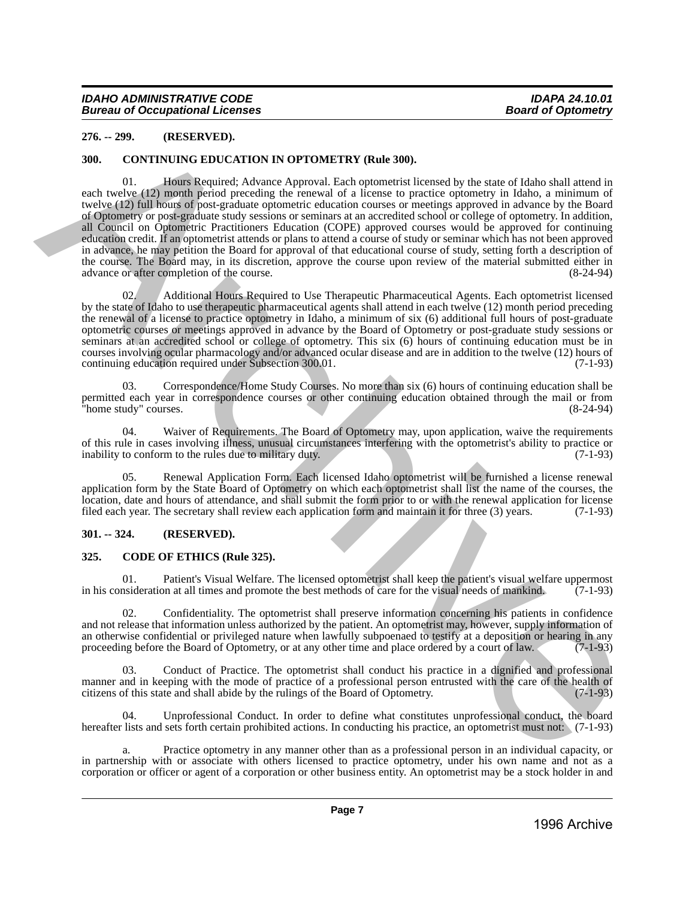**276. -- 299. (RESERVED).**

**300. CONTINUING EDUCATION IN OPTOMETRY (Rule 300).**

01. Hours Required; Advance Approval. Each optometrist licensed by the state of Idaho shall attend in each twelve (12) month period preceding the renewal of a license to practice optometry in Idaho, a minimum of twelve (12) full hours of post-graduate optometric education courses or meetings approved in advance by the Board of Optometry or post-graduate study sessions or seminars at an accredited school or college of optometry. In addition, all Council on Optometric Practitioners Education (COPE) approved courses would be approved for continuing education credit. If an optometrist attends or plans to attend a course of study or seminar which has not been approved in advance, he may petition the Board for approval of that educational course of study, setting forth a description of the course. The Board may, in its discretion, approve the course upon review of the material submitted either in advance or after completion of the course. (8-24-94)

02. Additional Hours Required to Use Therapeutic Pharmaceutical Agents. Each optometrist licensed by the state of Idaho to use therapeutic pharmaceutical agents shall attend in each twelve (12) month period preceding the renewal of a license to practice optometry in Idaho, a minimum of six (6) additional full hours of post-graduate optometric courses or meetings approved in advance by the Board of Optometry or post-graduate study sessions or seminars at an accredited school or college of optometry. This six (6) hours of continuing education must be in courses involving ocular pharmacology and/or advanced ocular disease and are in addition to the twelve (12) hours of continuing education required under Subsection 300.01. (7-1-93)

03. Correspondence/Home Study Courses. No more than six (6) hours of continuing education shall be permitted each year in correspondence courses or other continuing education obtained through the mail or from "home study" courses. (8-24-94)

04. Waiver of Requirements. The Board of Optometry may, upon application, waive the requirements of this rule in cases involving illness, unusual circumstances interfering with the optometrist's ability to practice or inability to conform to the rules due to military duty. (7-1-93)

05. Renewal Application Form. Each licensed Idaho optometrist will be furnished a license renewal application form by the State Board of Optometry on which each optometrist shall list the name of the courses, the location, date and hours of attendance, and shall submit the form prior to or with the renewal application for license filed each year. The secretary shall review each application form and maintain it for three (3) years. (7-1-93)

**301. -- 324. (RESERVED).**

**325. CODE OF ETHICS (Rule 325).**

01. Patient's Visual Welfare. The licensed optometrist shall keep the patient's visual welfare uppermost in his consideration at all times and promote the best methods of care for the visual needs of mankind. (7-1-93)

02. Confidentiality. The optometrist shall preserve information concerning his patients in confidence and not release that information unless authorized by the patient. An optometrist may, however, supply information of an otherwise confidential or privileged nature when lawfully subpoenaed to testify at a deposition or hearing in any proceeding before the Board of Optometry, or at any other time and place ordered by a court of law. (7-1-93)

03. Conduct of Practice. The optometrist shall conduct his practice in a dignified and professional manner and in keeping with the mode of practice of a professional person entrusted with the care of the health of citizens of this state and shall abide by the rulings of the Board of Optometry. (7-1-93)

04. Unprofessional Conduct. In order to define what constitutes unprofessional conduct, the board hereafter lists and sets forth certain prohibited actions. In conducting his practice, an optometrist must not: (7-1-93)

a. Practice optometry in any manner other than as a professional person in an individual capacity, or in partnership with or associate with others licensed to practice optometry, under his own name and not as a corporation or officer or agent of a corporation or other business entity. An optometrist may be a stock holder in and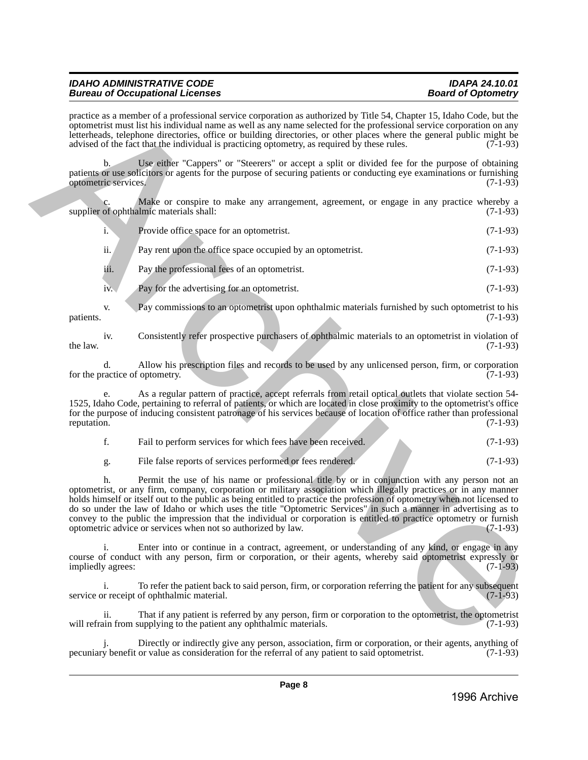practice as a member of a professional service corporation as authorized by Title 54, Chapter 15, Idaho Code, but the optometrist must list his individual name as well as any name selected for the professional service corporation on any letterheads, telephone directories, office or building directories, or other places where the general public might be advised of the fact that the individual is practicing optometry, as required by these rules. (7-1-93)

b. Use either "Cappers" or "Steerers" or accept a split or divided fee for the purpose of obtaining patients or use solicitors or agents for the purpose of securing patients or conducting eye examinations or furnishing optometric services. (7-1-93)

c. Make or conspire to make any arrangement, agreement, or engage in any practice whereby a supplier of ophthalmic materials shall: (7-1-93)

i. Provide office space for an optometrist. (7-1-93)

ii. Pay rent upon the office space occupied by an optometrist. (7-1-93)

iii. Pay the professional fees of an optometrist. (7-1-93)

iv. Pay for the advertising for an optometrist. (7-1-93)

v. Pay commissions to an optometrist upon ophthalmic materials furnished by such optometrist to his patients. (7-1-93)

iv. Consistently refer prospective purchasers of ophthalmic materials to an optometrist in violation of the law. (7-1-93)

d. Allow his prescription files and records to be used by any unlicensed person, firm, or corporation for the practice of optometry. (7-1-93)

e. As a regular pattern of practice, accept referrals from retail optical outlets that violate section 54-1525, Idaho Code, pertaining to referral of patients, or which are located in close proximity to the optometrist's office for the purpose of inducing consistent patronage of his services because of location of office rather than professional reputation. (7-1-93)

f. Fail to perform services for which fees have been received. (7-1-93)

g. File false reports of services performed or fees rendered. (7-1-93)

h. Permit the use of his name or professional title by or in conjunction with any person not an optometrist, or any firm, company, corporation or military association which illegally practices or in any manner holds himself or itself out to the public as being entitled to practice the profession of optometry when not licensed to do so under the law of Idaho or which uses the title "Optometric Services" in such a manner in advertising as to convey to the public the impression that the individual or corporation is entitled to practice optometry or furnish optometric advice or services when not so authorized by law. (7-1-93)

i. Enter into or continue in a contract, agreement, or understanding of any kind, or engage in any course of conduct with any person, firm or corporation, or their agents, whereby said optometrist expressly or impliedly agrees: (7-1-93)

i. To refer the patient back to said person, firm, or corporation referring the patient for any subsequent service or receipt of ophthalmic material. (7-1-93)

ii. That if any patient is referred by any person, firm or corporation to the optometrist, the optometrist will refrain from supplying to the patient any ophthalmic materials. (7-1-93)

j. Directly or indirectly give any person, association, firm or corporation, or their agents, anything of pecuniary benefit or value as consideration for the referral of any patient to said optometrist. (7-1-93)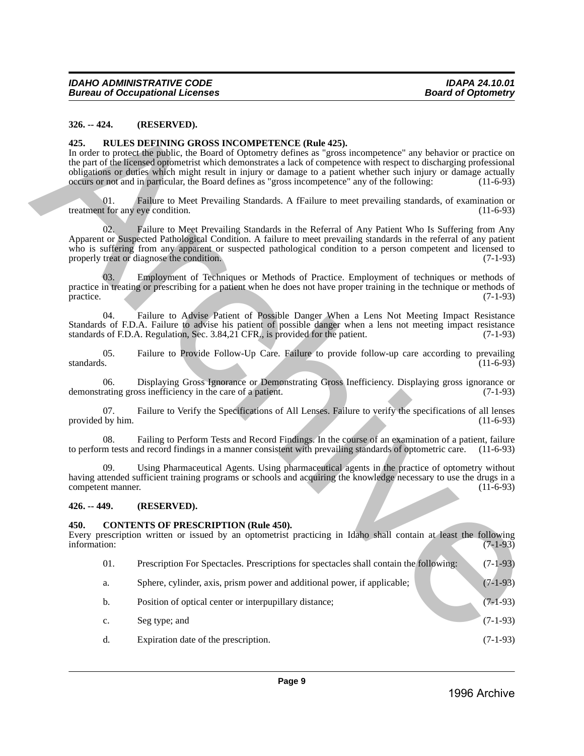**326. -- 424. (RESERVED).**

**425. RULES DEFINING GROSS INCOMPETENCE (Rule 425).**

In order to protect the public, the Board of Optometry defines as "gross incompetence" any behavior or practice on the part of the licensed optometrist which demonstrates a lack of competence with respect to discharging professional obligations or duties which might result in injury or damage to a patient whether such injury or damage actually occurs or not and in particular, the Board defines as "gross incompetence" any of the following: (11-6-93)

01. Failure to Meet Prevailing Standards. A fFailure to meet prevailing standards, of examination or treatment for any eye condition. (11-6-93)

02. Failure to Meet Prevailing Standards in the Referral of Any Patient Who Is Suffering from Any Apparent or Suspected Pathological Condition. A failure to meet prevailing standards in the referral of any patient who is suffering from any apparent or suspected pathological condition to a person competent and licensed to properly treat or diagnose the condition. (7-1-93)

03. Employment of Techniques or Methods of Practice. Employment of techniques or methods of practice in treating or prescribing for a patient when he does not have proper training in the technique or methods of practice. (7-1-93)

04. Failure to Advise Patient of Possible Danger When a Lens Not Meeting Impact Resistance Standards of F.D.A. Failure to advise his patient of possible danger when a lens not meeting impact resistance standards of F.D.A. Regulation, Sec. 3.84,21 CFR., is provided for the patient. (7-1-93)

05. Failure to Provide Follow-Up Care. Failure to provide follow-up care according to prevailing standards. (11-6-93)

06. Displaying Gross Ignorance or Demonstrating Gross Inefficiency. Displaying gross ignorance or demonstrating gross inefficiency in the care of a patient. (7-1-93)

07. Failure to Verify the Specifications of All Lenses. Failure to verify the specifications of all lenses provided by him. (11-6-93)

08. Failing to Perform Tests and Record Findings. In the course of an examination of a patient, failure to perform tests and record findings in a manner consistent with prevailing standards of optometric care. (11-6-93)

09. Using Pharmaceutical Agents. Using pharmaceutical agents in the practice of optometry without having attended sufficient training programs or schools and acquiring the knowledge necessary to use the drugs in a competent manner. (11-6-93)

**426. -- 449. (RESERVED).**

**450. CONTENTS OF PRESCRIPTION (Rule 450).**

Every prescription written or issued by an optometrist practicing in Idaho shall contain at least the following information: (7-1-93)

01. Prescription For Spectacles. Prescriptions for spectacles shall contain the following: (7-1-93)

a. Sphere, cylinder, axis, prism power and additional power, if applicable; (7-1-93)

b. Position of optical center or interpupillary distance; (7-1-93)

c. Seg type; and (7-1-93)

d. Expiration date of the prescription. (7-1-93)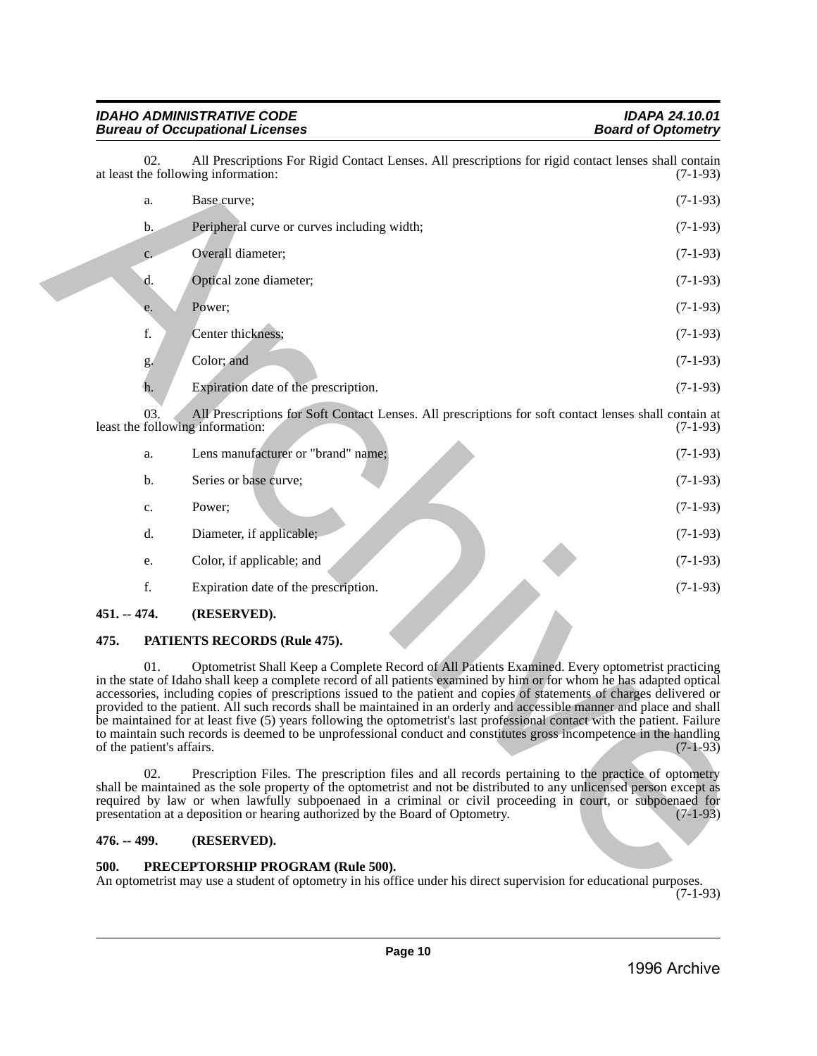02. All Prescriptions For Rigid Contact Lenses. All prescriptions for rigid contact lenses shall contain at least the following information: (7-1-93)

a. Base curve; (7-1-93)

b. Peripheral curve or curves including width; (7-1-93)

c. Overall diameter; (7-1-93)

d. Optical zone diameter; (7-1-93)

e. Power; (7-1-93)

f. Center thickness; (7-1-93)

g. Color; and (7-1-93)

h. Expiration date of the prescription. (7-1-93)

03. All Prescriptions for Soft Contact Lenses. All prescriptions for soft contact lenses shall contain at least the following information: (7-1-93)

a. Lens manufacturer or "brand" name; (7-1-93)

b. Series or base curve; (7-1-93)

c. Power; (7-1-93)

d. Diameter, if applicable; (7-1-93)

e. Color, if applicable; and (7-1-93)

f. Expiration date of the prescription. (7-1-93)

**451. -- 474. (RESERVED).**

**475. PATIENTS RECORDS (Rule 475).**

01. Optometrist Shall Keep a Complete Record of All Patients Examined. Every optometrist practicing in the state of Idaho shall keep a complete record of all patients examined by him or for whom he has adapted optical accessories, including copies of prescriptions issued to the patient and copies of statements of charges delivered or provided to the patient. All such records shall be maintained in an orderly and accessible manner and place and shall be maintained for at least five (5) years following the optometrist's last professional contact with the patient. Failure to maintain such records is deemed to be unprofessional conduct and constitutes gross incompetence in the handling of the patient's affairs. (7-1-93)

02. Prescription Files. The prescription files and all records pertaining to the practice of optometry shall be maintained as the sole property of the optometrist and not be distributed to any unlicensed person except as required by law or when lawfully subpoenaed in a criminal or civil proceeding in court, or subpoenaed for presentation at a deposition or hearing authorized by the Board of Optometry. (7-1-93)

**476. -- 499. (RESERVED).**

**500. PRECEPTORSHIP PROGRAM (Rule 500).**

An optometrist may use a student of optometry in his office under his direct supervision for educational purposes. (7-1-93)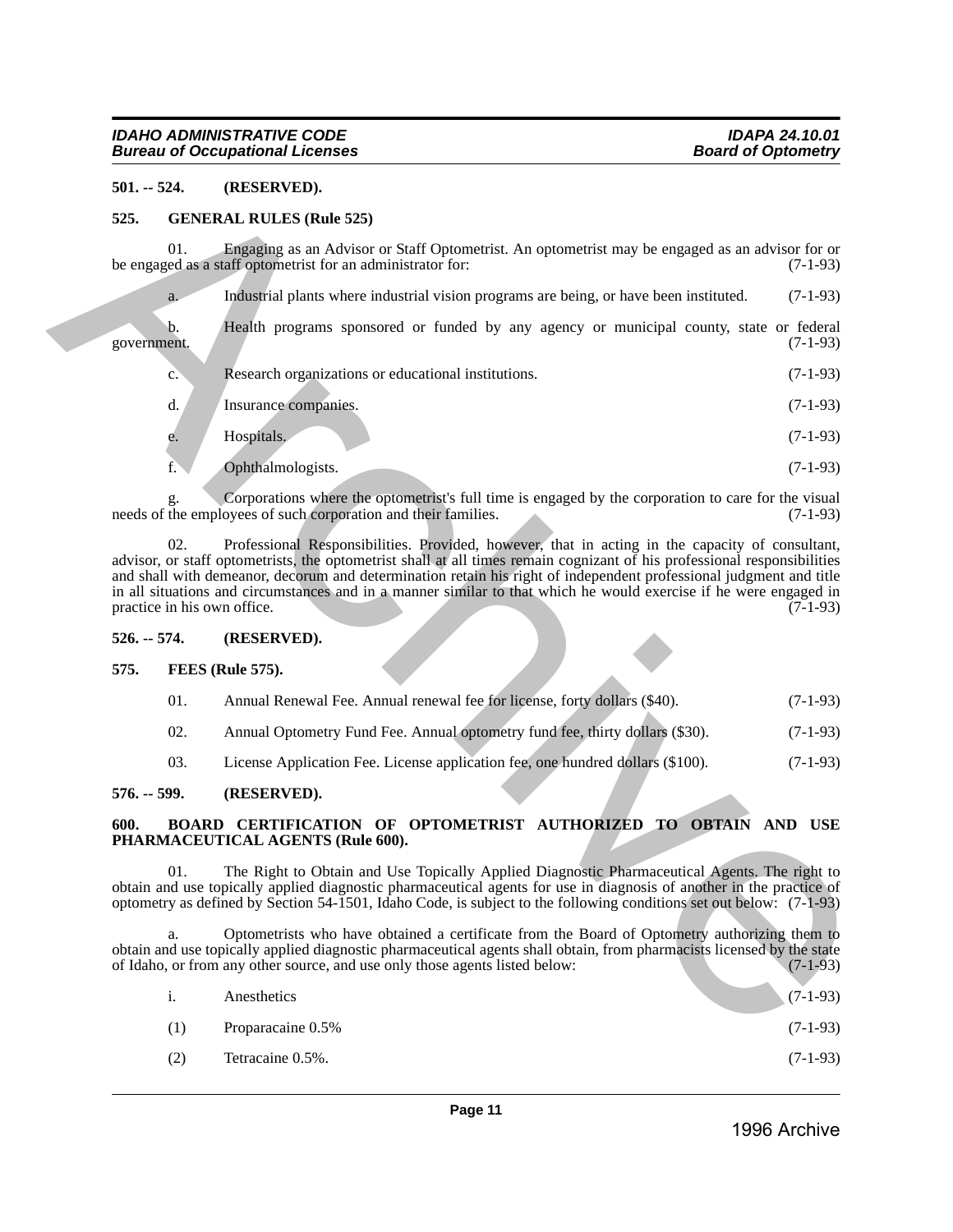**501. -- 524. (RESERVED).**

**525. GENERAL RULES (Rule 525)**

01. Engaging as an Advisor or Staff Optometrist. An optometrist may be engaged as an advisor for or be engaged as a staff optometrist for an administrator for: (7-1-93)

a. Industrial plants where industrial vision programs are being, or have been instituted. (7-1-93)

b. Health programs sponsored or funded by any agency or municipal county, state or federal government. (7-1-93)

c. Research organizations or educational institutions. (7-1-93)

d. Insurance companies. (7-1-93)

e. Hospitals. (7-1-93)

f. Ophthalmologists. (7-1-93)

g. Corporations where the optometrist's full time is engaged by the corporation to care for the visual needs of the employees of such corporation and their families. (7-1-93)

02. Professional Responsibilities. Provided, however, that in acting in the capacity of consultant, advisor, or staff optometrists, the optometrist shall at all times remain cognizant of his professional responsibilities and shall with demeanor, decorum and determination retain his right of independent professional judgment and title in all situations and circumstances and in a manner similar to that which he would exercise if he were engaged in practice in his own office. (7-1-93)

**526. -- 574. (RESERVED).**

**575. FEES (Rule 575).**

01. Annual Renewal Fee. Annual renewal fee for license, forty dollars ($40). (7-1-93)

02. Annual Optometry Fund Fee. Annual optometry fund fee, thirty dollars ($30). (7-1-93)

03. License Application Fee. License application fee, one hundred dollars ($100). (7-1-93)

**576. -- 599. (RESERVED).**

**600. BOARD CERTIFICATION OF OPTOMETRIST AUTHORIZED TO OBTAIN AND USE PHARMACEUTICAL AGENTS (Rule 600).**

01. The Right to Obtain and Use Topically Applied Diagnostic Pharmaceutical Agents. The right to obtain and use topically applied diagnostic pharmaceutical agents for use in diagnosis of another in the practice of optometry as defined by Section 54-1501, Idaho Code, is subject to the following conditions set out below: (7-1-93)

a. Optometrists who have obtained a certificate from the Board of Optometry authorizing them to obtain and use topically applied diagnostic pharmaceutical agents shall obtain, from pharmacists licensed by the state of Idaho, or from any other source, and use only those agents listed below: (7-1-93)

i. Anesthetics (7-1-93)

(1) Proparacaine 0.5% (7-1-93)

(2) Tetracaine 0.5%. (7-1-93)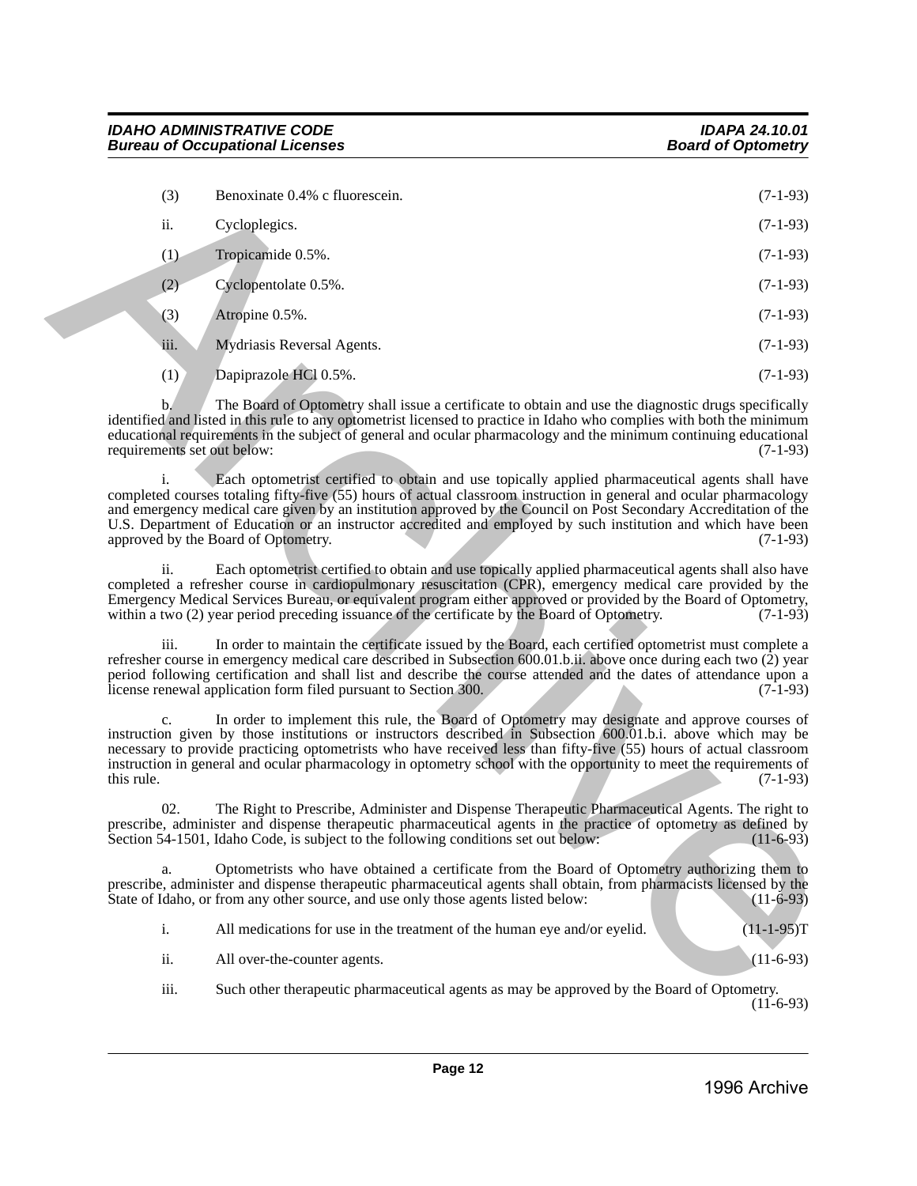(3) Benoxinate 0.4% c fluorescein. (7-1-93)

ii. Cycloplegics. (7-1-93)

(1) Tropicamide 0.5%. (7-1-93)

(2) Cyclopentolate 0.5%. (7-1-93)

(3) Atropine 0.5%. (7-1-93)

iii. Mydriasis Reversal Agents. (7-1-93)

(1) Dapiprazole HCl 0.5%. (7-1-93)

b. The Board of Optometry shall issue a certificate to obtain and use the diagnostic drugs specifically identified and listed in this rule to any optometrist licensed to practice in Idaho who complies with both the minimum educational requirements in the subject of general and ocular pharmacology and the minimum continuing educational requirements set out below: (7-1-93)

i. Each optometrist certified to obtain and use topically applied pharmaceutical agents shall have completed courses totaling fifty-five (55) hours of actual classroom instruction in general and ocular pharmacology and emergency medical care given by an institution approved by the Council on Post Secondary Accreditation of the U.S. Department of Education or an instructor accredited and employed by such institution and which have been approved by the Board of Optometry. (7-1-93)

ii. Each optometrist certified to obtain and use topically applied pharmaceutical agents shall also have completed a refresher course in cardiopulmonary resuscitation (CPR), emergency medical care provided by the Emergency Medical Services Bureau, or equivalent program either approved or provided by the Board of Optometry, within a two (2) year period preceding issuance of the certificate by the Board of Optometry. (7-1-93)

iii. In order to maintain the certificate issued by the Board, each certified optometrist must complete a refresher course in emergency medical care described in Subsection 600.01.b.ii. above once during each two (2) year period following certification and shall list and describe the course attended and the dates of attendance upon a license renewal application form filed pursuant to Section 300. (7-1-93)

c. In order to implement this rule, the Board of Optometry may designate and approve courses of instruction given by those institutions or instructors described in Subsection 600.01.b.i. above which may be necessary to provide practicing optometrists who have received less than fifty-five (55) hours of actual classroom instruction in general and ocular pharmacology in optometry school with the opportunity to meet the requirements of this rule. (7-1-93)

02. The Right to Prescribe, Administer and Dispense Therapeutic Pharmaceutical Agents. The right to prescribe, administer and dispense therapeutic pharmaceutical agents in the practice of optometry as defined by Section 54-1501, Idaho Code, is subject to the following conditions set out below: (11-6-93)

a. Optometrists who have obtained a certificate from the Board of Optometry authorizing them to prescribe, administer and dispense therapeutic pharmaceutical agents shall obtain, from pharmacists licensed by the State of Idaho, or from any other source, and use only those agents listed below: (11-6-93)

i. All medications for use in the treatment of the human eye and/or eyelid. (11-1-95)T

ii. All over-the-counter agents. (11-6-93)

iii. Such other therapeutic pharmaceutical agents as may be approved by the Board of Optometry. (11-6-93)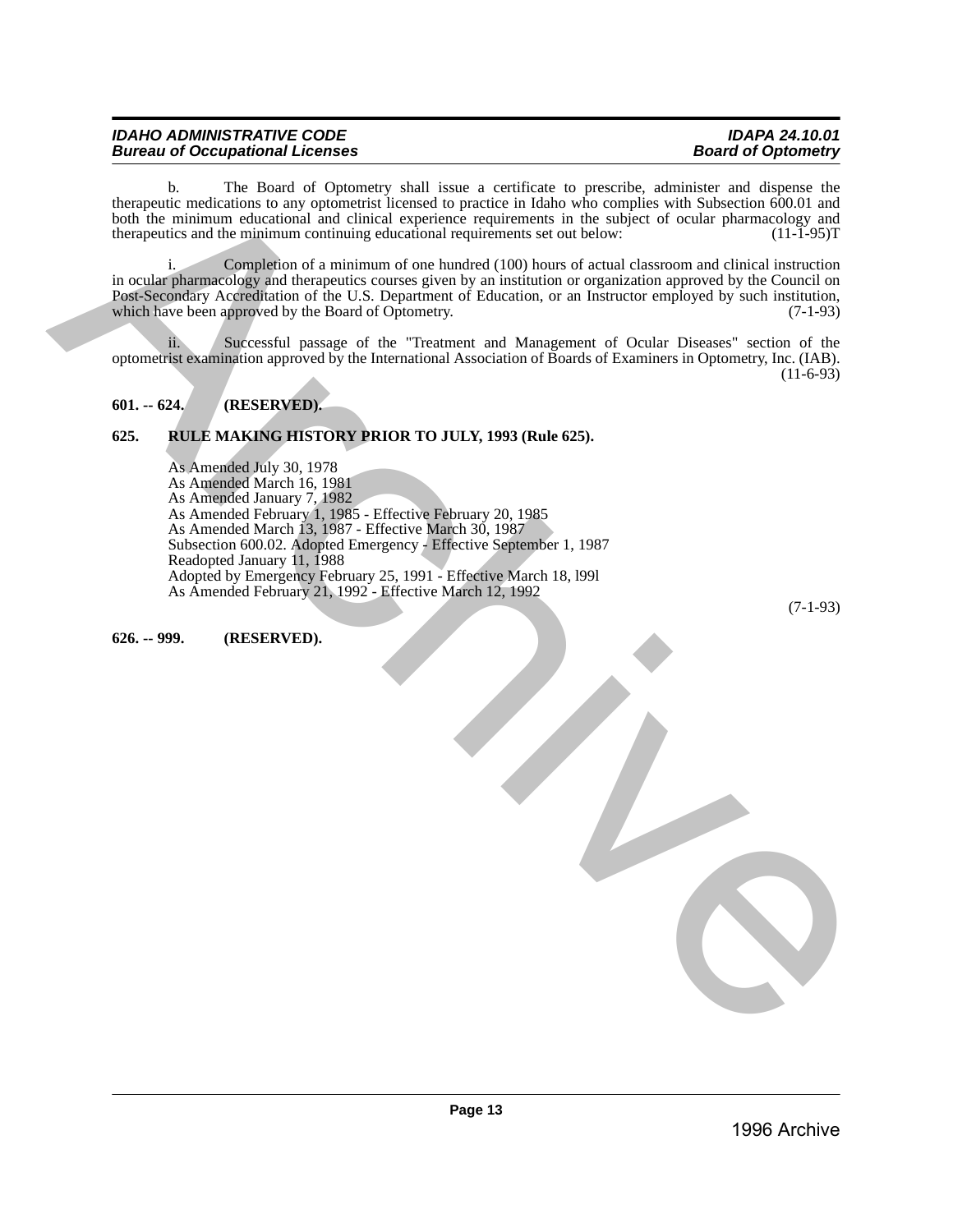b. The Board of Optometry shall issue a certificate to prescribe, administer and dispense the therapeutic medications to any optometrist licensed to practice in Idaho who complies with Subsection 600.01 and both the minimum educational and clinical experience requirements in the subject of ocular pharmacology and therapeutics and the minimum continuing educational requirements set out below: (11-1-95)T

i. Completion of a minimum of one hundred (100) hours of actual classroom and clinical instruction in ocular pharmacology and therapeutics courses given by an institution or organization approved by the Council on Post-Secondary Accreditation of the U.S. Department of Education, or an Instructor employed by such institution, which have been approved by the Board of Optometry. (7-1-93)

ii. Successful passage of the "Treatment and Management of Ocular Diseases" section of the optometrist examination approved by the International Association of Boards of Examiners in Optometry, Inc. (IAB). (11-6-93)

**601. -- 624. (RESERVED).**

**625. RULE MAKING HISTORY PRIOR TO JULY, 1993 (Rule 625).**

As Amended July 30, 1978
As Amended March 16, 1981
As Amended January 7, 1982
As Amended February 1, 1985 - Effective February 20, 1985
As Amended March 13, 1987 - Effective March 30, 1987
Subsection 600.02. Adopted Emergency - Effective September 1, 1987
Readopted January 11, 1988
Adopted by Emergency February 25, 1991 - Effective March 18, l99l
As Amended February 21, 1992 - Effective March 12, 1992

(7-1-93)

**626. -- 999. (RESERVED).**